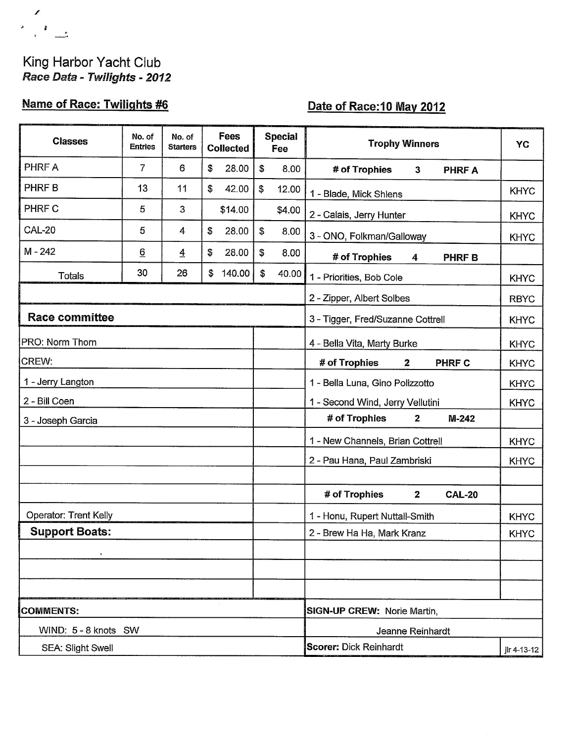King Harbor Yacht Club

***Race Data - Twilights - 2012***

**Name of Race: Twilights #6**

**Date of Race: 10 May 2012**

| Classes | No. of Entries | No. of Starters | Fees Collected | Special Fee |
|---|---|---|---|---|
| PHRF A | 7 | 6 | $ 28.00 | $ 8.00 |
| PHRF B | 13 | 11 | $ 42.00 | $ 12.00 |
| PHRF C | 5 | 3 | $14.00 | $4.00 |
| CAL-20 | 5 | 4 | $ 28.00 | $ 8.00 |
| M - 242 | 6 | 4 | $ 28.00 | $ 8.00 |
| Totals | 30 | 26 | $ 140.00 | $ 40.00 |

| Trophy Winners | YC |
|---|---|
| **# of Trophies 3 PHRF A** | |
| 1 - Blade, Mick Shlens | KHYC |
| 2 - Calais, Jerry Hunter | KHYC |
| 3 - ONO, Folkman/Galloway | KHYC |
| **# of Trophies 4 PHRF B** | |
| 1 - Priorities, Bob Cole | KHYC |
| 2 - Zipper, Albert Solbes | RBYC |
| 3 - Tigger, Fred/Suzanne Cottrell | KHYC |
| 4 - Bella Vita, Marty Burke | KHYC |
| **# of Trophies 2 PHRF C** | KHYC |
| 1 - Bella Luna, Gino Polizzotto | KHYC |
| 1 - Second Wind, Jerry Vellutini | KHYC |
| **# of Trophies 2 M-242** | |
| 1 - New Channels, Brian Cottrell | KHYC |
| 2 - Pau Hana, Paul Zambriski | KHYC |
| **# of Trophies 2 CAL-20** | |
| 1 - Honu, Rupert Nuttall-Smith | KHYC |
| 2 - Brew Ha Ha, Mark Kranz | KHYC |

**Race committee**

PRO: Norm Thorn

CREW:

1 - Jerry Langton

2 - Bill Coen

3 - Joseph Garcia

Operator: Trent Kelly

**Support Boats:**

**COMMENTS:**

WIND: 5 - 8 knots SW

SEA: Slight Swell

**SIGN-UP CREW:** Norie Martin, Jeanne Reinhardt

**Scorer:** Dick Reinhardt

jlr 4-13-12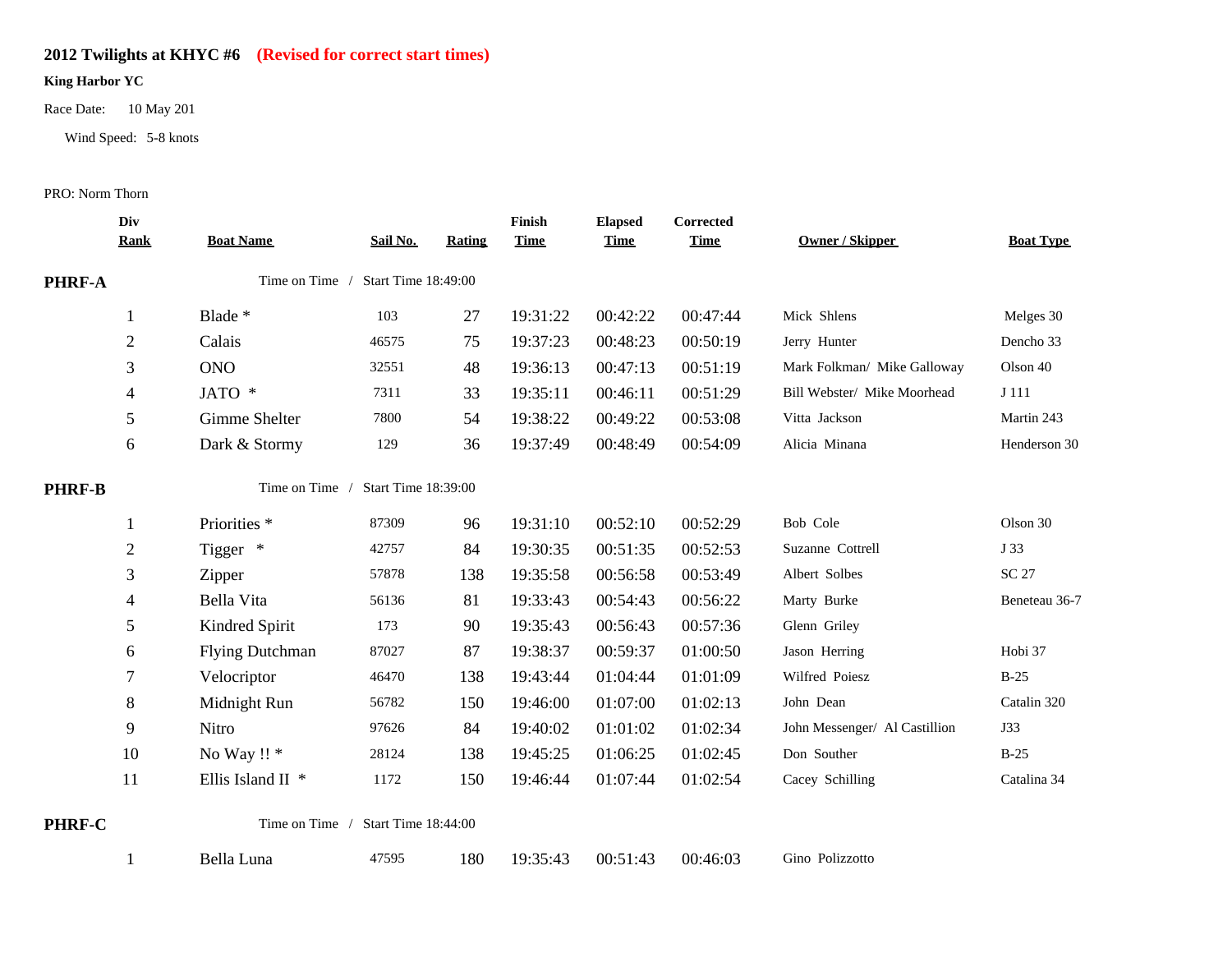## 2012 Twilights at KHYC #6 **(Revised for correct start times)**

**King Harbor YC**

Race Date: 10 May 201

Wind Speed: 5-8 knots

PRO: Norm Thorn

| Div Rank | Boat Name | Sail No. | Rating | Finish Time | Elapsed Time | Corrected Time | Owner / Skipper | Boat Type |
|---|---|---|---|---|---|---|---|---|
| **PHRF-A** | Time on Time / Start Time 18:49:00 | | | | | | | |
| 1 | Blade * | 103 | 27 | 19:31:22 | 00:42:22 | 00:47:44 | Mick Shlens | Melges 30 |
| 2 | Calais | 46575 | 75 | 19:37:23 | 00:48:23 | 00:50:19 | Jerry Hunter | Dencho 33 |
| 3 | ONO | 32551 | 48 | 19:36:13 | 00:47:13 | 00:51:19 | Mark Folkman/ Mike Galloway | Olson 40 |
| 4 | JATO * | 7311 | 33 | 19:35:11 | 00:46:11 | 00:51:29 | Bill Webster/ Mike Moorhead | J 111 |
| 5 | Gimme Shelter | 7800 | 54 | 19:38:22 | 00:49:22 | 00:53:08 | Vitta Jackson | Martin 243 |
| 6 | Dark & Stormy | 129 | 36 | 19:37:49 | 00:48:49 | 00:54:09 | Alicia Minana | Henderson 30 |
| **PHRF-B** | Time on Time / Start Time 18:39:00 | | | | | | | |
| 1 | Priorities * | 87309 | 96 | 19:31:10 | 00:52:10 | 00:52:29 | Bob Cole | Olson 30 |
| 2 | Tigger * | 42757 | 84 | 19:30:35 | 00:51:35 | 00:52:53 | Suzanne Cottrell | J 33 |
| 3 | Zipper | 57878 | 138 | 19:35:58 | 00:56:58 | 00:53:49 | Albert Solbes | SC 27 |
| 4 | Bella Vita | 56136 | 81 | 19:33:43 | 00:54:43 | 00:56:22 | Marty Burke | Beneteau 36-7 |
| 5 | Kindred Spirit | 173 | 90 | 19:35:43 | 00:56:43 | 00:57:36 | Glenn Griley | |
| 6 | Flying Dutchman | 87027 | 87 | 19:38:37 | 00:59:37 | 01:00:50 | Jason Herring | Hobi 37 |
| 7 | Velocriptor | 46470 | 138 | 19:43:44 | 01:04:44 | 01:01:09 | Wilfred Poiesz | B-25 |
| 8 | Midnight Run | 56782 | 150 | 19:46:00 | 01:07:00 | 01:02:13 | John Dean | Catalin 320 |
| 9 | Nitro | 97626 | 84 | 19:40:02 | 01:01:02 | 01:02:34 | John Messenger/ Al Castillion | J33 |
| 10 | No Way !! * | 28124 | 138 | 19:45:25 | 01:06:25 | 01:02:45 | Don Souther | B-25 |
| 11 | Ellis Island II * | 1172 | 150 | 19:46:44 | 01:07:44 | 01:02:54 | Cacey Schilling | Catalina 34 |
| **PHRF-C** | Time on Time / Start Time 18:44:00 | | | | | | | |
| 1 | Bella Luna | 47595 | 180 | 19:35:43 | 00:51:43 | 00:46:03 | Gino Polizzotto | |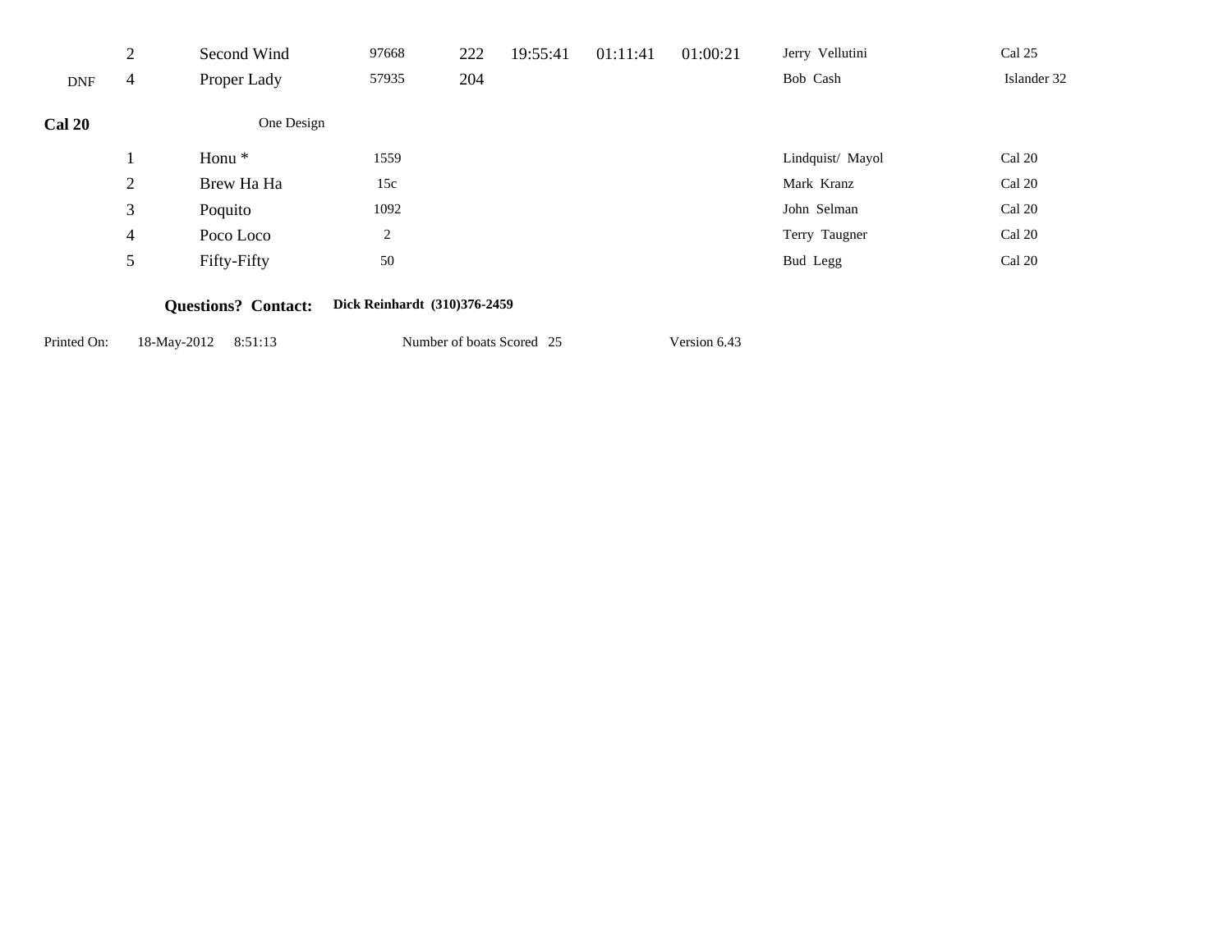| | | | | | | | | | |
|---|---|---|---|---|---|---|---|---|---|
| | 2 | Second Wind | 97668 | 222 | 19:55:41 | 01:11:41 | 01:00:21 | Jerry Vellutini | Cal 25 |
| DNF | 4 | Proper Lady | 57935 | 204 | | | | Bob Cash | Islander 32 |

**Cal 20** One Design

| | | | | | | | | | |
|---|---|---|---|---|---|---|---|---|---|
| | 1 | Honu * | 1559 | | | | | Lindquist/ Mayol | Cal 20 |
| | 2 | Brew Ha Ha | 15c | | | | | Mark Kranz | Cal 20 |
| | 3 | Poquito | 1092 | | | | | John Selman | Cal 20 |
| | 4 | Poco Loco | 2 | | | | | Terry Taugner | Cal 20 |
| | 5 | Fifty-Fifty | 50 | | | | | Bud Legg | Cal 20 |

**Questions? Contact:** **Dick Reinhardt (310)376-2459**

Printed On: 18-May-2012 8:51:13 Number of boats Scored 25 Version 6.43